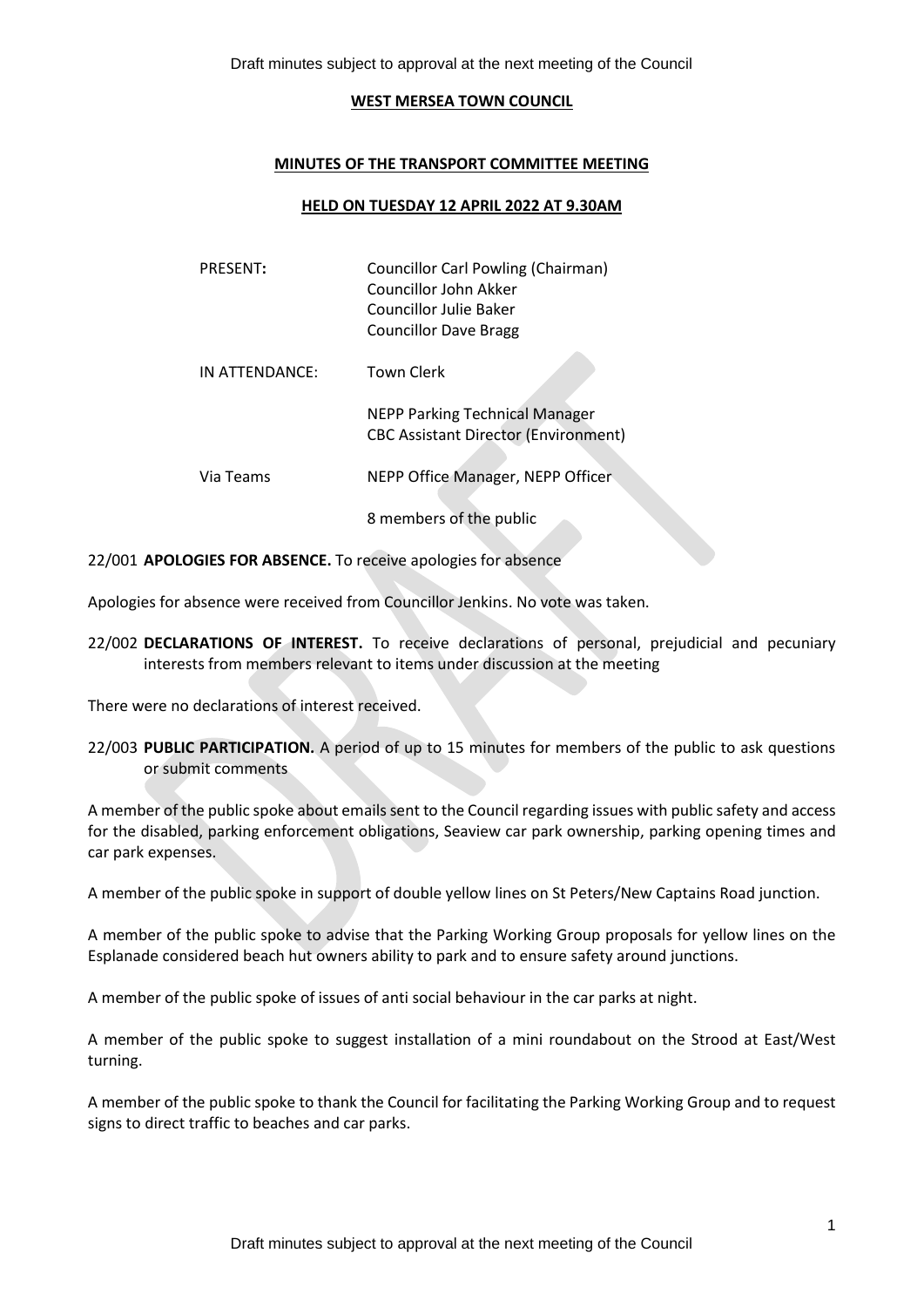# WEST MERSEA TOWN COUNCIL

## MINUTES OF THE TRANSPORT COMMITTEE MEETING

### HELD ON TUESDAY 12 APRIL 2022 AT 9.30AM

| | |
|---|---|
| PRESENT: | Councillor Carl Powling (Chairman)<br>Councillor John Akker<br>Councillor Julie Baker<br>Councillor Dave Bragg |
| IN ATTENDANCE: | Town Clerk<br><br>NEPP Parking Technical Manager<br>CBC Assistant Director (Environment) |
| Via Teams | NEPP Office Manager, NEPP Officer<br><br>8 members of the public |

22/001 **APOLOGIES FOR ABSENCE.** To receive apologies for absence

Apologies for absence were received from Councillor Jenkins. No vote was taken.

22/002 **DECLARATIONS OF INTEREST.** To receive declarations of personal, prejudicial and pecuniary interests from members relevant to items under discussion at the meeting

There were no declarations of interest received.

22/003 **PUBLIC PARTICIPATION.** A period of up to 15 minutes for members of the public to ask questions or submit comments

A member of the public spoke about emails sent to the Council regarding issues with public safety and access for the disabled, parking enforcement obligations, Seaview car park ownership, parking opening times and car park expenses.

A member of the public spoke in support of double yellow lines on St Peters/New Captains Road junction.

A member of the public spoke to advise that the Parking Working Group proposals for yellow lines on the Esplanade considered beach hut owners ability to park and to ensure safety around junctions.

A member of the public spoke of issues of anti social behaviour in the car parks at night.

A member of the public spoke to suggest installation of a mini roundabout on the Strood at East/West turning.

A member of the public spoke to thank the Council for facilitating the Parking Working Group and to request signs to direct traffic to beaches and car parks.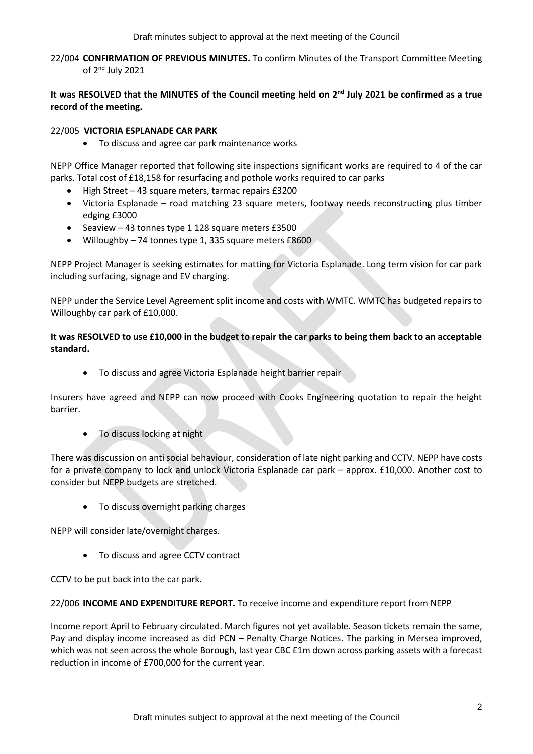22/004 **CONFIRMATION OF PREVIOUS MINUTES.** To confirm Minutes of the Transport Committee Meeting of 2nd July 2021

**It was RESOLVED that the MINUTES of the Council meeting held on 2nd July 2021 be confirmed as a true record of the meeting.**

22/005 **VICTORIA ESPLANADE CAR PARK**

- To discuss and agree car park maintenance works

NEPP Office Manager reported that following site inspections significant works are required to 4 of the car parks. Total cost of £18,158 for resurfacing and pothole works required to car parks

- High Street – 43 square meters, tarmac repairs £3200
- Victoria Esplanade – road matching 23 square meters, footway needs reconstructing plus timber edging £3000
- Seaview – 43 tonnes type 1 128 square meters £3500
- Willoughby – 74 tonnes type 1, 335 square meters £8600

NEPP Project Manager is seeking estimates for matting for Victoria Esplanade. Long term vision for car park including surfacing, signage and EV charging.

NEPP under the Service Level Agreement split income and costs with WMTC. WMTC has budgeted repairs to Willoughby car park of £10,000.

**It was RESOLVED to use £10,000 in the budget to repair the car parks to being them back to an acceptable standard.**

- To discuss and agree Victoria Esplanade height barrier repair

Insurers have agreed and NEPP can now proceed with Cooks Engineering quotation to repair the height barrier.

- To discuss locking at night

There was discussion on anti social behaviour, consideration of late night parking and CCTV. NEPP have costs for a private company to lock and unlock Victoria Esplanade car park – approx. £10,000. Another cost to consider but NEPP budgets are stretched.

- To discuss overnight parking charges

NEPP will consider late/overnight charges.

- To discuss and agree CCTV contract

CCTV to be put back into the car park.

22/006 **INCOME AND EXPENDITURE REPORT.** To receive income and expenditure report from NEPP

Income report April to February circulated. March figures not yet available. Season tickets remain the same, Pay and display income increased as did PCN – Penalty Charge Notices. The parking in Mersea improved, which was not seen across the whole Borough, last year CBC £1m down across parking assets with a forecast reduction in income of £700,000 for the current year.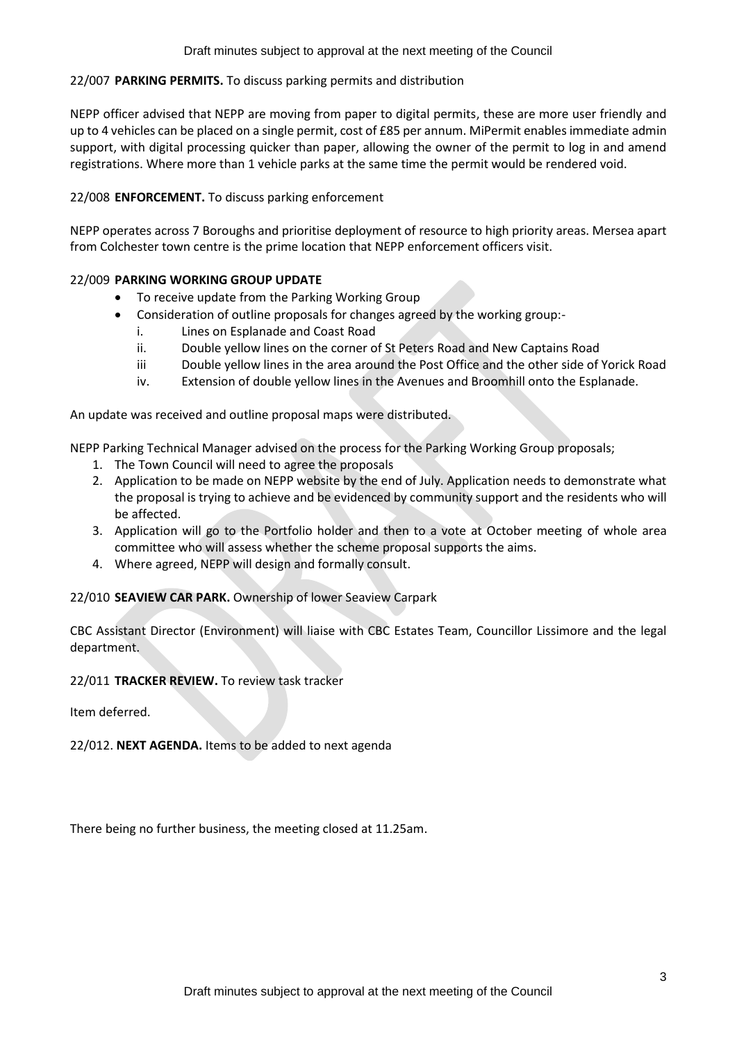22/007 **PARKING PERMITS.** To discuss parking permits and distribution

NEPP officer advised that NEPP are moving from paper to digital permits, these are more user friendly and up to 4 vehicles can be placed on a single permit, cost of £85 per annum. MiPermit enables immediate admin support, with digital processing quicker than paper, allowing the owner of the permit to log in and amend registrations. Where more than 1 vehicle parks at the same time the permit would be rendered void.

22/008 **ENFORCEMENT.** To discuss parking enforcement

NEPP operates across 7 Boroughs and prioritise deployment of resource to high priority areas. Mersea apart from Colchester town centre is the prime location that NEPP enforcement officers visit.

22/009 **PARKING WORKING GROUP UPDATE**

- To receive update from the Parking Working Group
- Consideration of outline proposals for changes agreed by the working group:-
  - i. Lines on Esplanade and Coast Road
  - ii. Double yellow lines on the corner of St Peters Road and New Captains Road
  - iii Double yellow lines in the area around the Post Office and the other side of Yorick Road
  - iv. Extension of double yellow lines in the Avenues and Broomhill onto the Esplanade.

An update was received and outline proposal maps were distributed.

NEPP Parking Technical Manager advised on the process for the Parking Working Group proposals;

1. The Town Council will need to agree the proposals
2. Application to be made on NEPP website by the end of July. Application needs to demonstrate what the proposal is trying to achieve and be evidenced by community support and the residents who will be affected.
3. Application will go to the Portfolio holder and then to a vote at October meeting of whole area committee who will assess whether the scheme proposal supports the aims.
4. Where agreed, NEPP will design and formally consult.

22/010 **SEAVIEW CAR PARK.** Ownership of lower Seaview Carpark

CBC Assistant Director (Environment) will liaise with CBC Estates Team, Councillor Lissimore and the legal department.

22/011 **TRACKER REVIEW.** To review task tracker

Item deferred.

22/012. **NEXT AGENDA.** Items to be added to next agenda

There being no further business, the meeting closed at 11.25am.